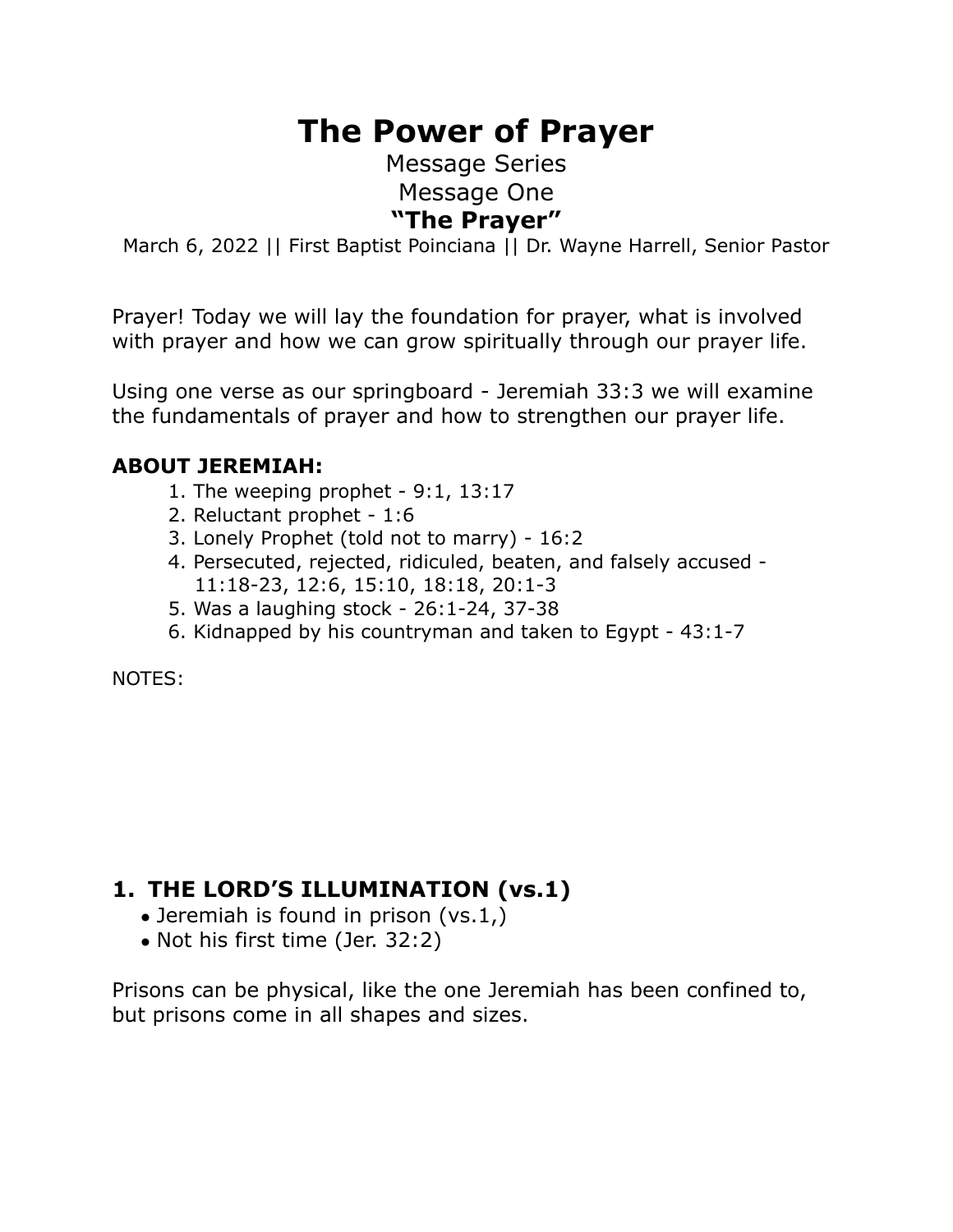# The Power of Prayer

Message Series

Message One

**"The Prayer"**

March 6, 2022 || First Baptist Poinciana || Dr. Wayne Harrell, Senior Pastor

Prayer! Today we will lay the foundation for prayer, what is involved with prayer and how we can grow spiritually through our prayer life.

Using one verse as our springboard - Jeremiah 33:3 we will examine the fundamentals of prayer and how to strengthen our prayer life.

**ABOUT JEREMIAH:**

1. The weeping prophet - 9:1, 13:17
2. Reluctant prophet - 1:6
3. Lonely Prophet (told not to marry) - 16:2
4. Persecuted, rejected, ridiculed, beaten, and falsely accused - 11:18-23, 12:6, 15:10, 18:18, 20:1-3
5. Was a laughing stock - 26:1-24, 37-38
6. Kidnapped by his countryman and taken to Egypt - 43:1-7

NOTES:

## 1. THE LORD'S ILLUMINATION (vs.1)

- Jeremiah is found in prison (vs.1,)
- Not his first time (Jer. 32:2)

Prisons can be physical, like the one Jeremiah has been confined to, but prisons come in all shapes and sizes.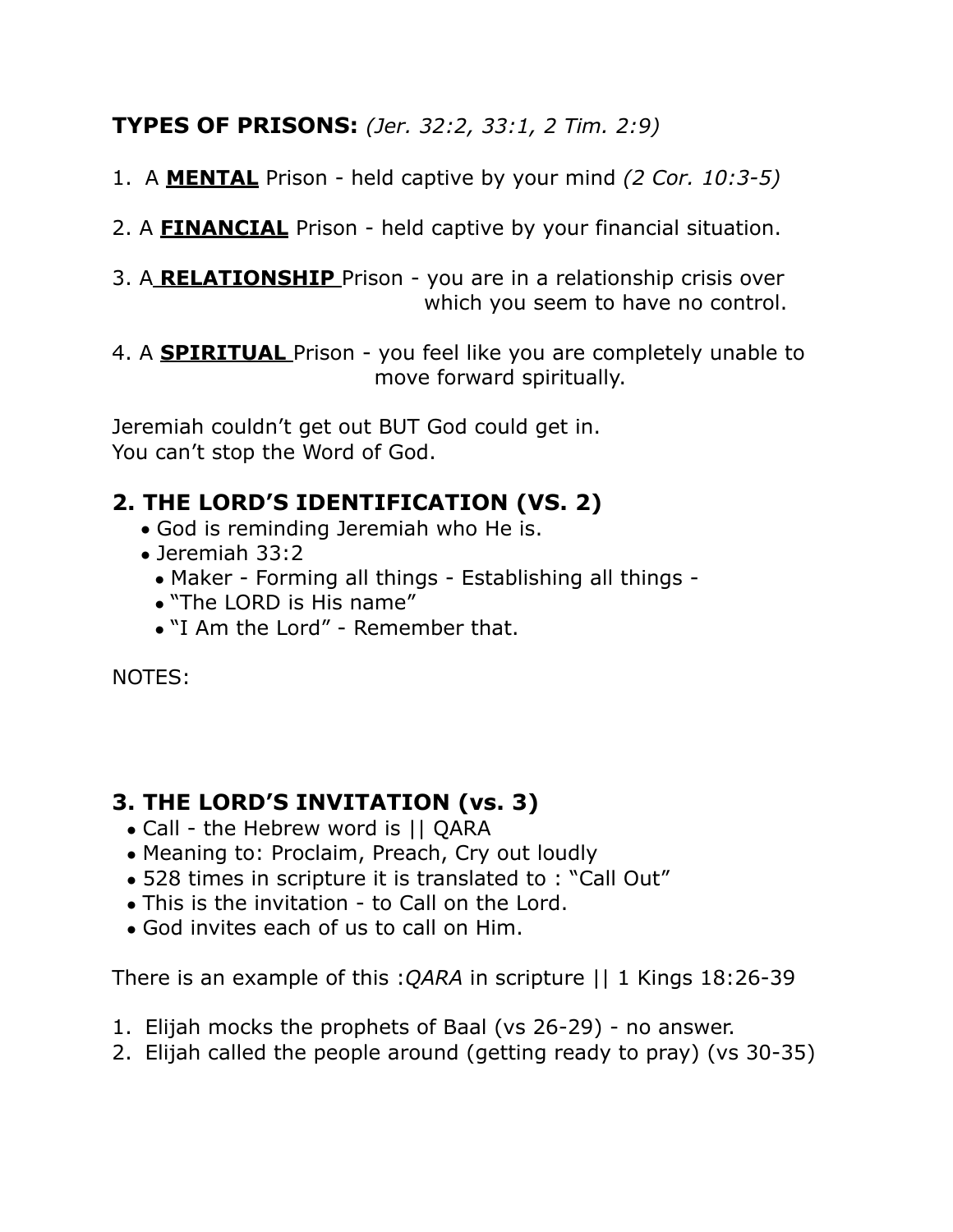**TYPES OF PRISONS:** *(Jer. 32:2, 33:1, 2 Tim. 2:9)*

1. A **MENTAL** Prison - held captive by your mind *(2 Cor. 10:3-5)*

2. A **FINANCIAL** Prison - held captive by your financial situation.

3. A **RELATIONSHIP** Prison - you are in a relationship crisis over which you seem to have no control.

4. A **SPIRITUAL** Prison - you feel like you are completely unable to move forward spiritually.

Jeremiah couldn't get out BUT God could get in.
You can't stop the Word of God.

## 2. THE LORD'S IDENTIFICATION (VS. 2)

- God is reminding Jeremiah who He is.
- Jeremiah 33:2
  - Maker - Forming all things - Establishing all things -
  - "The LORD is His name"
  - "I Am the Lord" - Remember that.

NOTES:

## 3. THE LORD'S INVITATION (vs. 3)

- Call - the Hebrew word is || QARA
- Meaning to: Proclaim, Preach, Cry out loudly
- 528 times in scripture it is translated to : "Call Out"
- This is the invitation - to Call on the Lord.
- God invites each of us to call on Him.

There is an example of this :*QARA* in scripture || 1 Kings 18:26-39

1. Elijah mocks the prophets of Baal (vs 26-29) - no answer.
2. Elijah called the people around (getting ready to pray) (vs 30-35)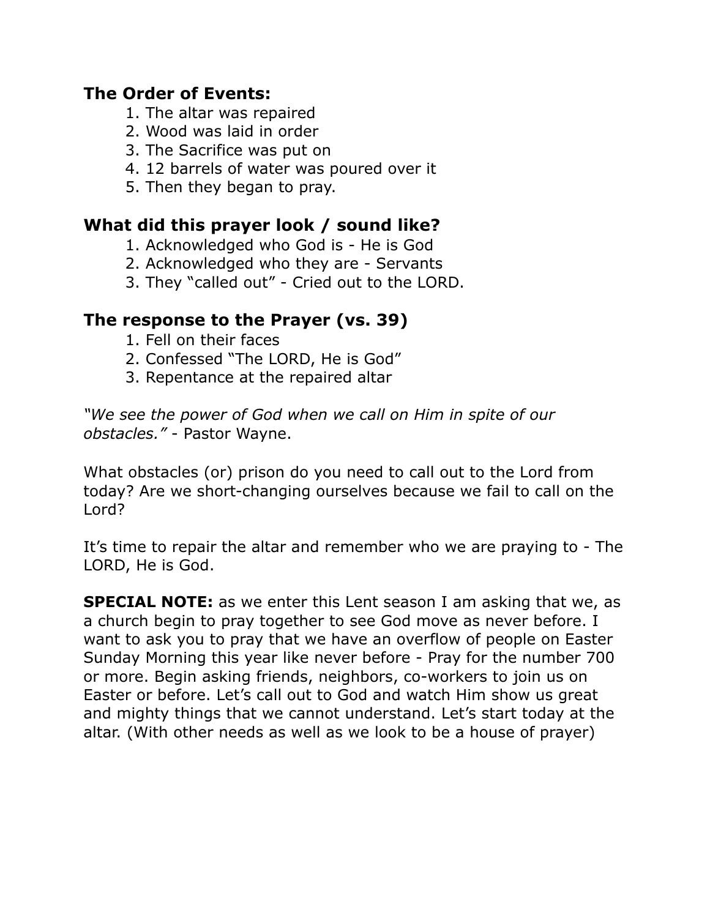### The Order of Events:

1. The altar was repaired
2. Wood was laid in order
3. The Sacrifice was put on
4. 12 barrels of water was poured over it
5. Then they began to pray.

### What did this prayer look / sound like?

1. Acknowledged who God is - He is God
2. Acknowledged who they are - Servants
3. They "called out" - Cried out to the LORD.

### The response to the Prayer (vs. 39)

1. Fell on their faces
2. Confessed "The LORD, He is God"
3. Repentance at the repaired altar

*"We see the power of God when we call on Him in spite of our obstacles."* - Pastor Wayne.

What obstacles (or) prison do you need to call out to the Lord from today? Are we short-changing ourselves because we fail to call on the Lord?

It's time to repair the altar and remember who we are praying to - The LORD, He is God.

**SPECIAL NOTE:** as we enter this Lent season I am asking that we, as a church begin to pray together to see God move as never before. I want to ask you to pray that we have an overflow of people on Easter Sunday Morning this year like never before - Pray for the number 700 or more. Begin asking friends, neighbors, co-workers to join us on Easter or before. Let's call out to God and watch Him show us great and mighty things that we cannot understand. Let's start today at the altar. (With other needs as well as we look to be a house of prayer)